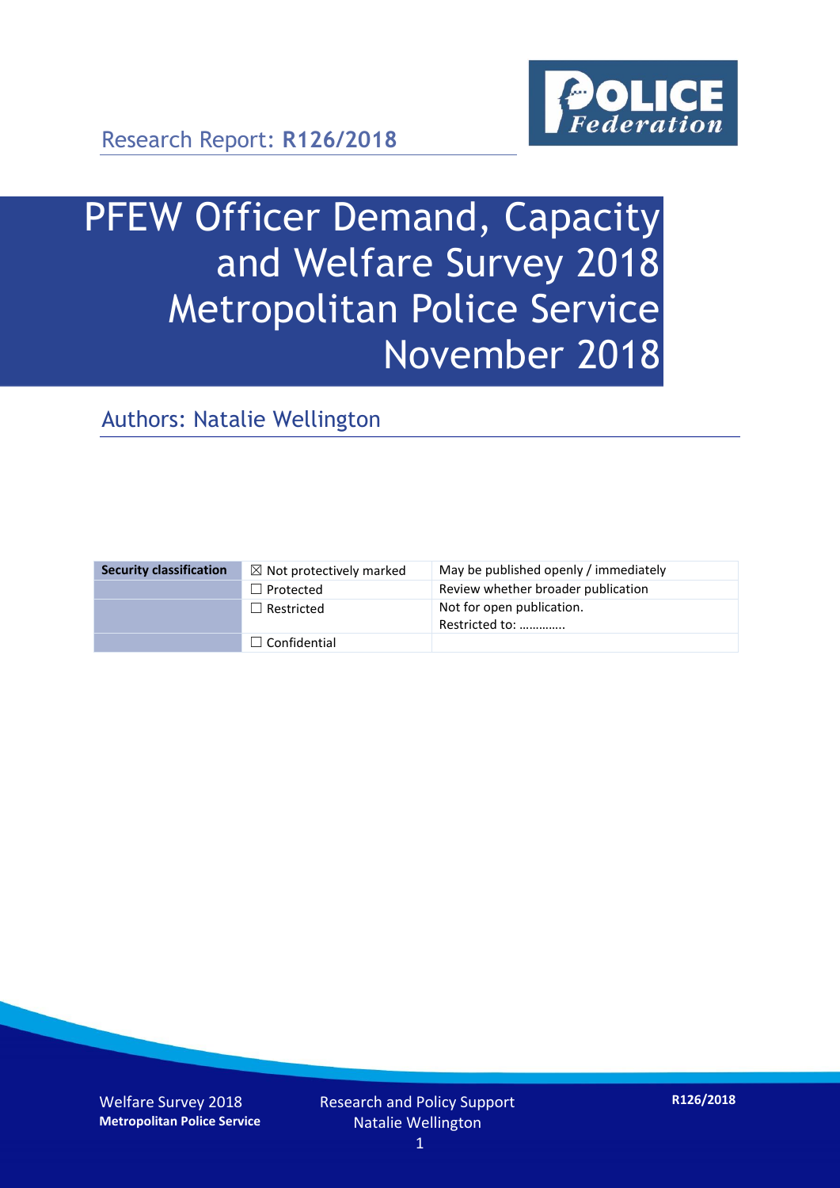Research Report: **R126/2018**

# PFEW Officer Demand, Capacity and Welfare Survey 2018 Metropolitan Police Service November 2018

## Authors: Natalie Wellington

| Security classification | ☒ Not protectively marked | May be published openly / immediately |
|---|---|---|
| | ☐ Protected | Review whether broader publication |
| | ☐ Restricted | Not for open publication. Restricted to: ………….. |
| | ☐ Confidential | |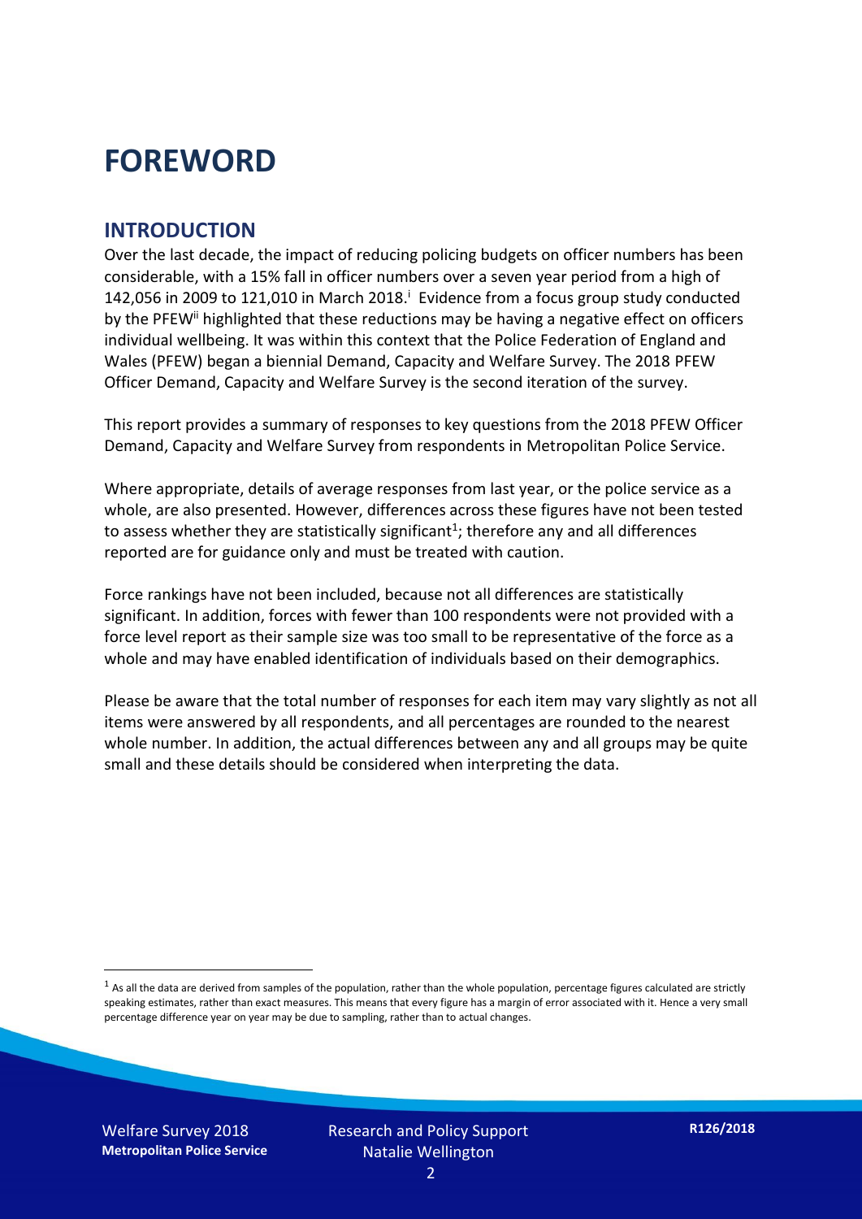# FOREWORD

## INTRODUCTION

Over the last decade, the impact of reducing policing budgets on officer numbers has been considerable, with a 15% fall in officer numbers over a seven year period from a high of 142,056 in 2009 to 121,010 in March 2018.[i] Evidence from a focus group study conducted by the PFEW[ii] highlighted that these reductions may be having a negative effect on officers individual wellbeing. It was within this context that the Police Federation of England and Wales (PFEW) began a biennial Demand, Capacity and Welfare Survey. The 2018 PFEW Officer Demand, Capacity and Welfare Survey is the second iteration of the survey.

This report provides a summary of responses to key questions from the 2018 PFEW Officer Demand, Capacity and Welfare Survey from respondents in Metropolitan Police Service.

Where appropriate, details of average responses from last year, or the police service as a whole, are also presented. However, differences across these figures have not been tested to assess whether they are statistically significant[1]; therefore any and all differences reported are for guidance only and must be treated with caution.

Force rankings have not been included, because not all differences are statistically significant. In addition, forces with fewer than 100 respondents were not provided with a force level report as their sample size was too small to be representative of the force as a whole and may have enabled identification of individuals based on their demographics.

Please be aware that the total number of responses for each item may vary slightly as not all items were answered by all respondents, and all percentages are rounded to the nearest whole number. In addition, the actual differences between any and all groups may be quite small and these details should be considered when interpreting the data.

[1] As all the data are derived from samples of the population, rather than the whole population, percentage figures calculated are strictly speaking estimates, rather than exact measures. This means that every figure has a margin of error associated with it. Hence a very small percentage difference year on year may be due to sampling, rather than to actual changes.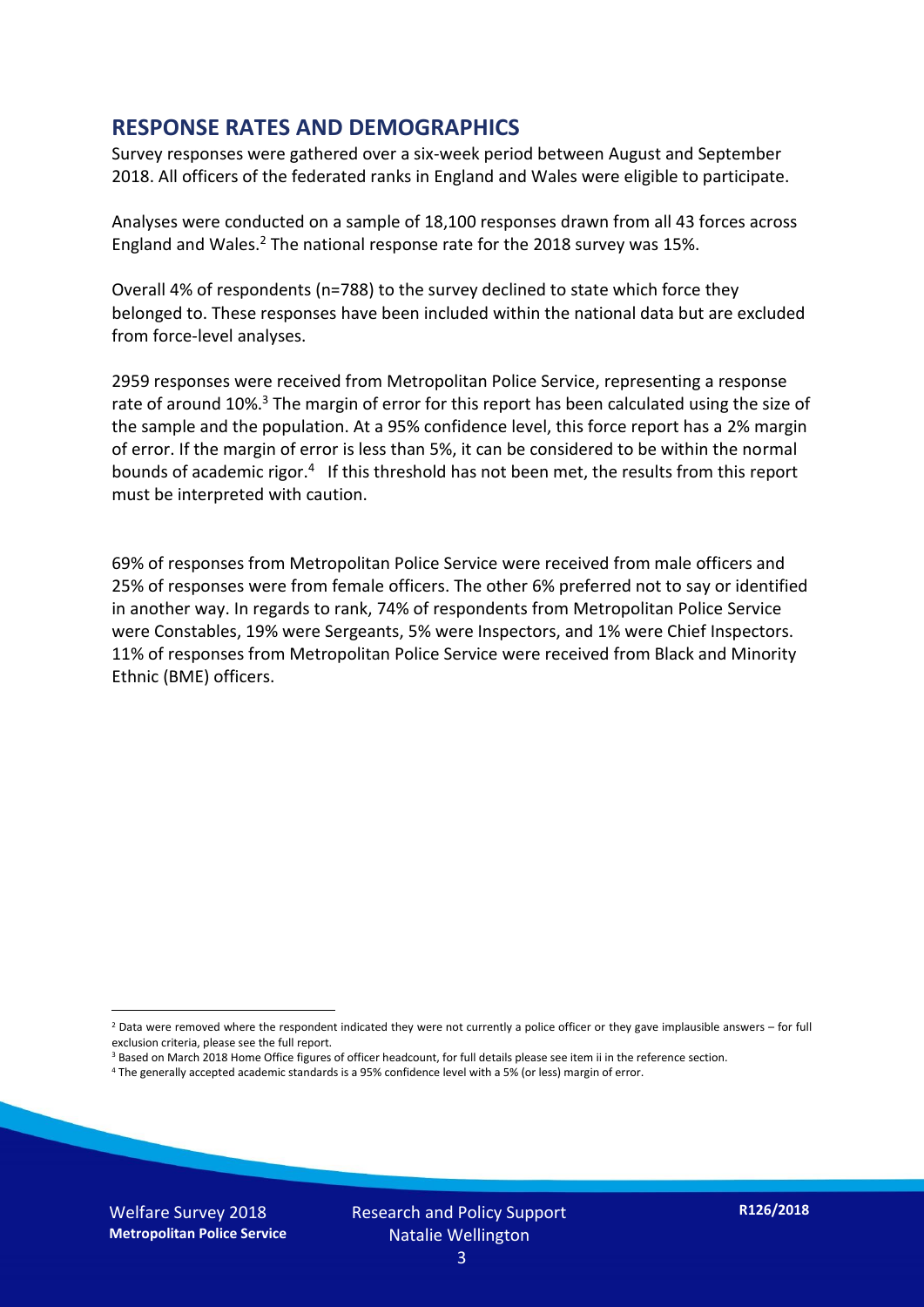## RESPONSE RATES AND DEMOGRAPHICS

Survey responses were gathered over a six-week period between August and September 2018. All officers of the federated ranks in England and Wales were eligible to participate.

Analyses were conducted on a sample of 18,100 responses drawn from all 43 forces across England and Wales.[2] The national response rate for the 2018 survey was 15%.

Overall 4% of respondents (n=788) to the survey declined to state which force they belonged to. These responses have been included within the national data but are excluded from force-level analyses.

2959 responses were received from Metropolitan Police Service, representing a response rate of around 10%.[3] The margin of error for this report has been calculated using the size of the sample and the population. At a 95% confidence level, this force report has a 2% margin of error. If the margin of error is less than 5%, it can be considered to be within the normal bounds of academic rigor.[4] If this threshold has not been met, the results from this report must be interpreted with caution.

69% of responses from Metropolitan Police Service were received from male officers and 25% of responses were from female officers. The other 6% preferred not to say or identified in another way. In regards to rank, 74% of respondents from Metropolitan Police Service were Constables, 19% were Sergeants, 5% were Inspectors, and 1% were Chief Inspectors. 11% of responses from Metropolitan Police Service were received from Black and Minority Ethnic (BME) officers.

[2] Data were removed where the respondent indicated they were not currently a police officer or they gave implausible answers – for full exclusion criteria, please see the full report.

[3] Based on March 2018 Home Office figures of officer headcount, for full details please see item ii in the reference section.

[4] The generally accepted academic standards is a 95% confidence level with a 5% (or less) margin of error.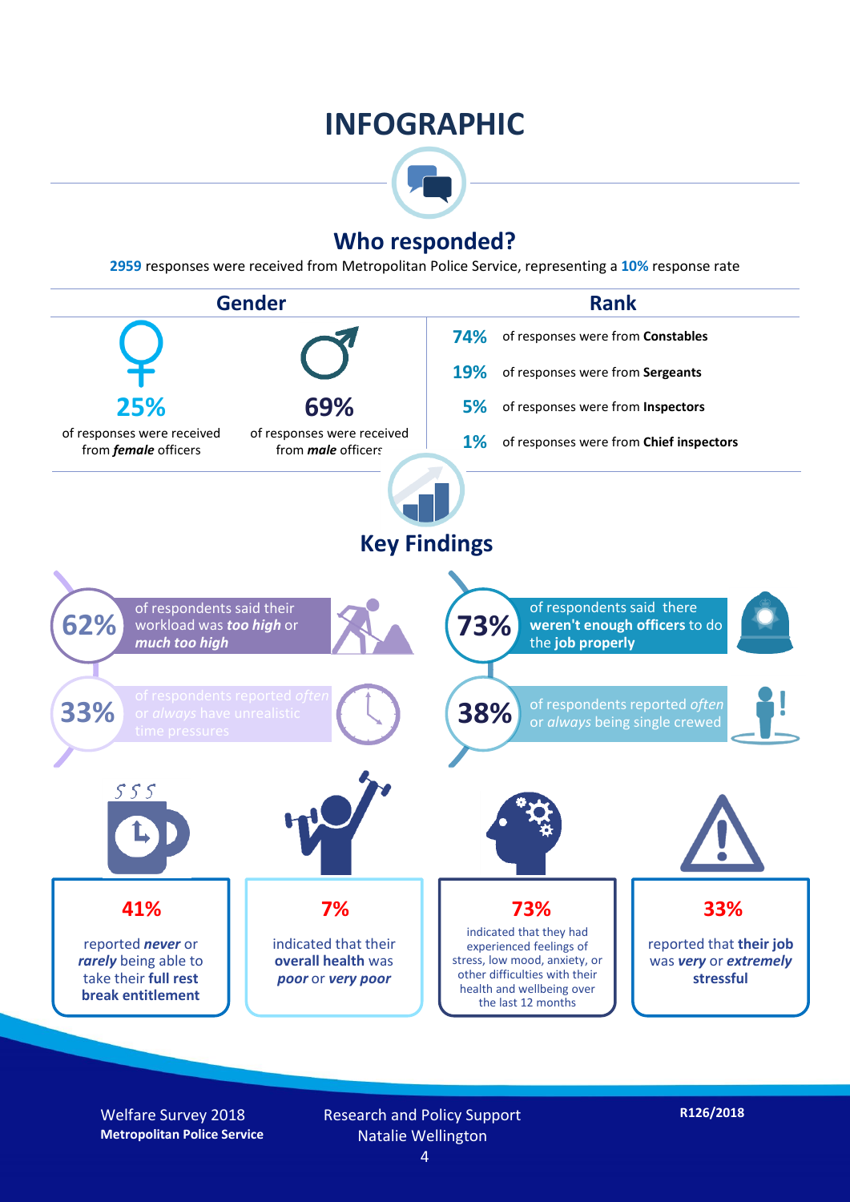# INFOGRAPHIC

## Who responded?

**2959** responses were received from Metropolitan Police Service, representing a **10%** response rate

### Gender

**25%** of responses were received from ***female*** officers

**69%** of responses were received from ***male*** officers

### Rank

**74%** of responses were from **Constables**

**19%** of responses were from **Sergeants**

**5%** of responses were from **Inspectors**

**1%** of responses were from **Chief inspectors**

## Key Findings

**62%** of respondents said their workload was ***too high*** or ***much too high***

**73%** of respondents said there **weren't enough officers** to do the **job properly**

**33%** of respondents reported *often* or *always* have unrealistic time pressures

**38%** of respondents reported *often* or *always* being single crewed

**41%** reported ***never*** or ***rarely*** being able to take their **full rest break entitlement**

**7%** indicated that their **overall health** was ***poor*** or ***very poor***

**73%** indicated that they had experienced feelings of stress, low mood, anxiety, or other difficulties with their health and wellbeing over the last 12 months

**33%** reported that **their job** was ***very*** or ***extremely*** **stressful**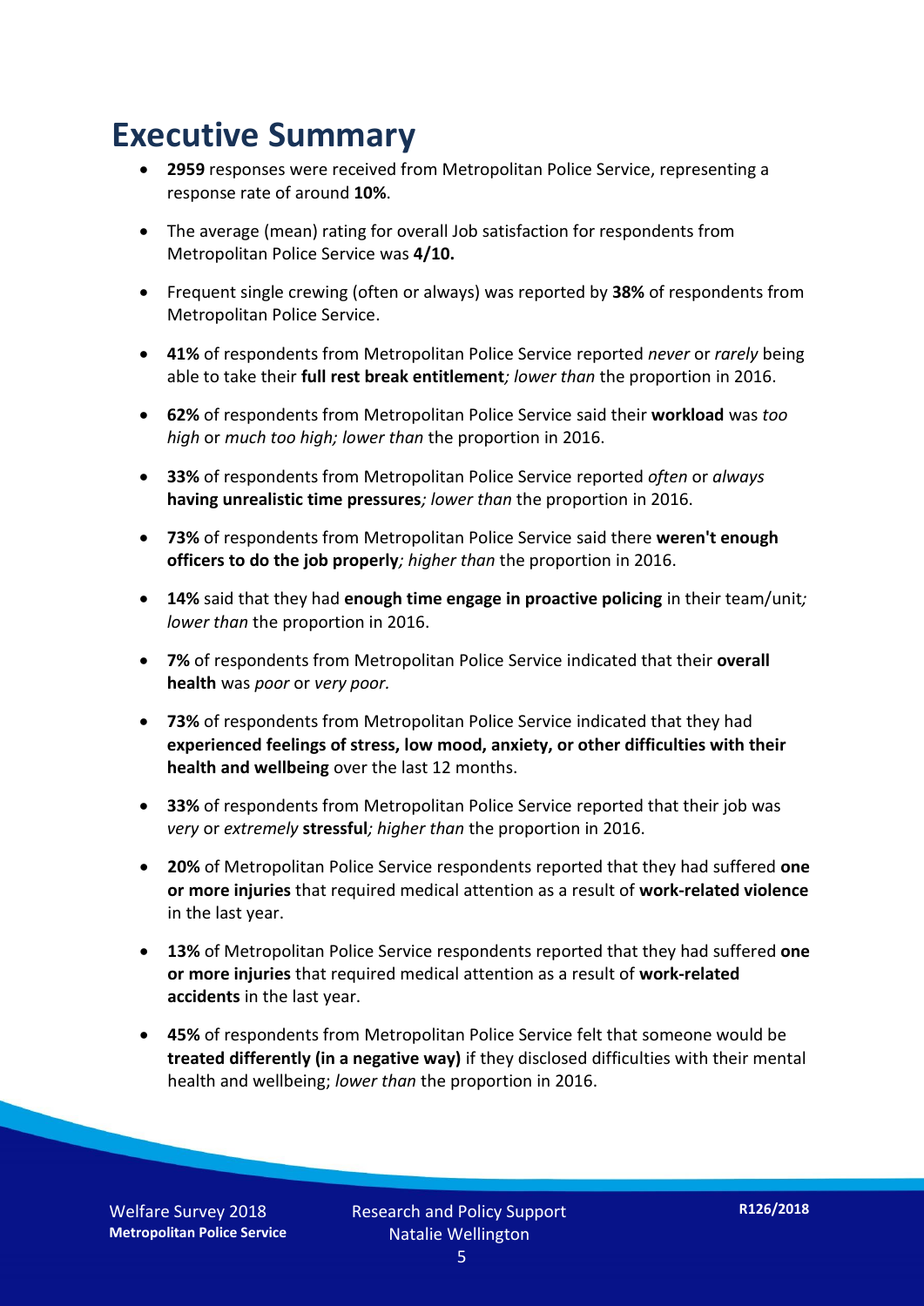# Executive Summary

- **2959** responses were received from Metropolitan Police Service, representing a response rate of around **10%**.
- The average (mean) rating for overall Job satisfaction for respondents from Metropolitan Police Service was **4/10.**
- Frequent single crewing (often or always) was reported by **38%** of respondents from Metropolitan Police Service.
- **41%** of respondents from Metropolitan Police Service reported *never* or *rarely* being able to take their **full rest break entitlement***; lower than* the proportion in 2016.
- **62%** of respondents from Metropolitan Police Service said their **workload** was *too high* or *much too high; lower than* the proportion in 2016.
- **33%** of respondents from Metropolitan Police Service reported *often* or *always* **having unrealistic time pressures***; lower than* the proportion in 2016.
- **73%** of respondents from Metropolitan Police Service said there **weren't enough officers to do the job properly***; higher than* the proportion in 2016.
- **14%** said that they had **enough time engage in proactive policing** in their team/unit*; lower than* the proportion in 2016.
- **7%** of respondents from Metropolitan Police Service indicated that their **overall health** was *poor* or *very poor.*
- **73%** of respondents from Metropolitan Police Service indicated that they had **experienced feelings of stress, low mood, anxiety, or other difficulties with their health and wellbeing** over the last 12 months.
- **33%** of respondents from Metropolitan Police Service reported that their job was *very* or *extremely* **stressful***; higher than* the proportion in 2016.
- **20%** of Metropolitan Police Service respondents reported that they had suffered **one or more injuries** that required medical attention as a result of **work-related violence** in the last year.
- **13%** of Metropolitan Police Service respondents reported that they had suffered **one or more injuries** that required medical attention as a result of **work-related accidents** in the last year.
- **45%** of respondents from Metropolitan Police Service felt that someone would be **treated differently (in a negative way)** if they disclosed difficulties with their mental health and wellbeing; *lower than* the proportion in 2016.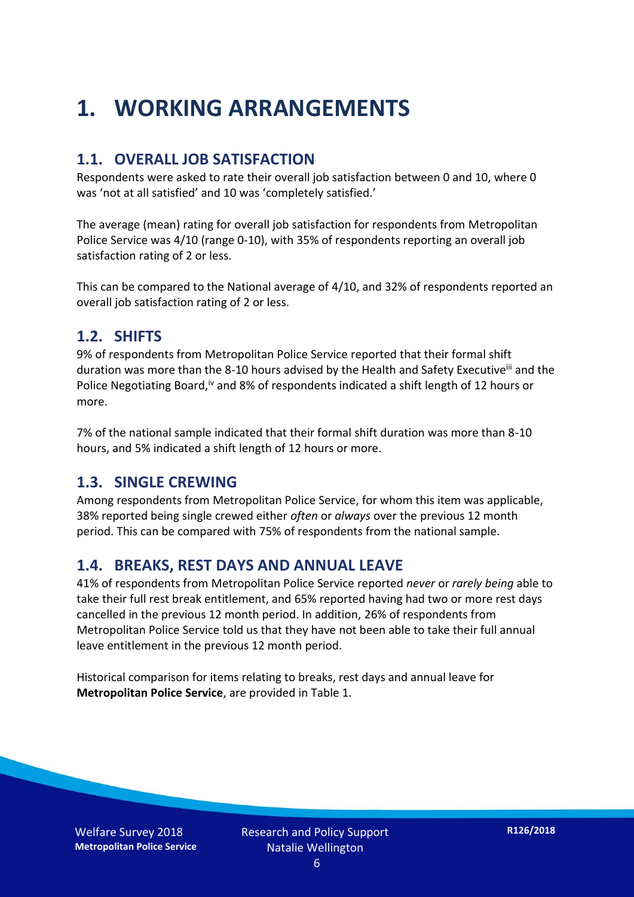# 1. WORKING ARRANGEMENTS

## 1.1. OVERALL JOB SATISFACTION

Respondents were asked to rate their overall job satisfaction between 0 and 10, where 0 was 'not at all satisfied' and 10 was 'completely satisfied.'

The average (mean) rating for overall job satisfaction for respondents from Metropolitan Police Service was 4/10 (range 0-10), with 35% of respondents reporting an overall job satisfaction rating of 2 or less.

This can be compared to the National average of 4/10, and 32% of respondents reported an overall job satisfaction rating of 2 or less.

## 1.2. SHIFTS

9% of respondents from Metropolitan Police Service reported that their formal shift duration was more than the 8-10 hours advised by the Health and Safety Executive[iii] and the Police Negotiating Board,[iv] and 8% of respondents indicated a shift length of 12 hours or more.

7% of the national sample indicated that their formal shift duration was more than 8-10 hours, and 5% indicated a shift length of 12 hours or more.

## 1.3. SINGLE CREWING

Among respondents from Metropolitan Police Service, for whom this item was applicable, 38% reported being single crewed either *often* or *always* over the previous 12 month period. This can be compared with 75% of respondents from the national sample.

## 1.4. BREAKS, REST DAYS AND ANNUAL LEAVE

41% of respondents from Metropolitan Police Service reported *never* or *rarely being* able to take their full rest break entitlement, and 65% reported having had two or more rest days cancelled in the previous 12 month period. In addition, 26% of respondents from Metropolitan Police Service told us that they have not been able to take their full annual leave entitlement in the previous 12 month period.

Historical comparison for items relating to breaks, rest days and annual leave for **Metropolitan Police Service**, are provided in Table 1.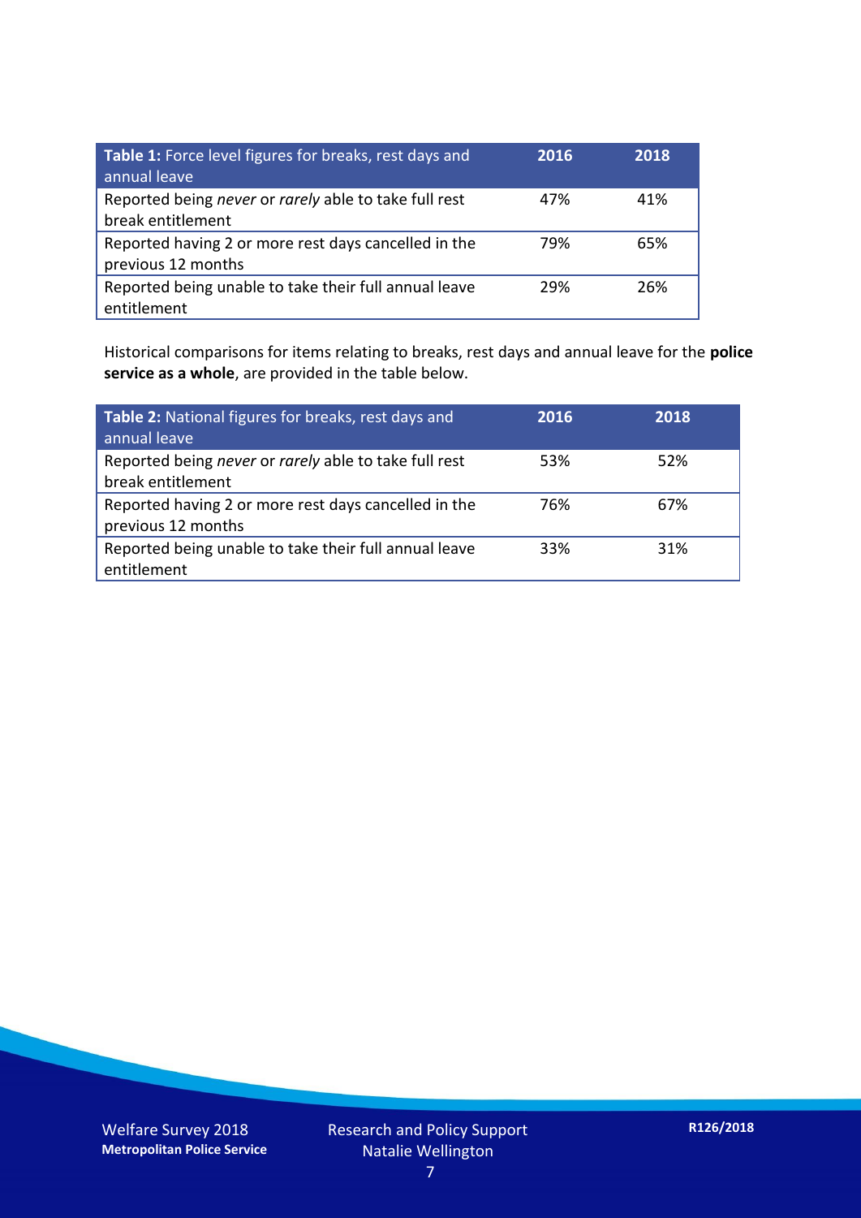| **Table 1:** Force level figures for breaks, rest days and annual leave | **2016** | **2018** |
|---|---|---|
| Reported being *never* or *rarely* able to take full rest break entitlement | 47% | 41% |
| Reported having 2 or more rest days cancelled in the previous 12 months | 79% | 65% |
| Reported being unable to take their full annual leave entitlement | 29% | 26% |

Historical comparisons for items relating to breaks, rest days and annual leave for the **police service as a whole**, are provided in the table below.

| **Table 2:** National figures for breaks, rest days and annual leave | **2016** | **2018** |
|---|---|---|
| Reported being *never* or *rarely* able to take full rest break entitlement | 53% | 52% |
| Reported having 2 or more rest days cancelled in the previous 12 months | 76% | 67% |
| Reported being unable to take their full annual leave entitlement | 33% | 31% |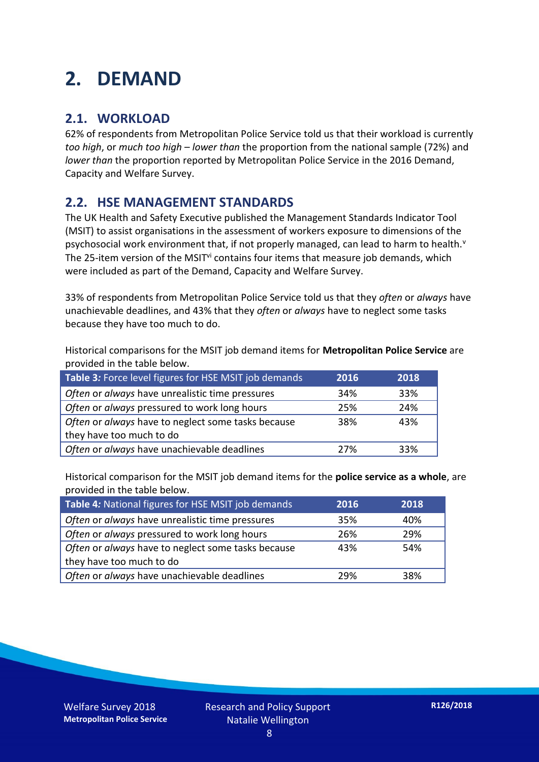# 2. DEMAND

## 2.1. WORKLOAD

62% of respondents from Metropolitan Police Service told us that their workload is currently *too high*, or *much too high* – *lower than* the proportion from the national sample (72%) and *lower than* the proportion reported by Metropolitan Police Service in the 2016 Demand, Capacity and Welfare Survey.

## 2.2. HSE MANAGEMENT STANDARDS

The UK Health and Safety Executive published the Management Standards Indicator Tool (MSIT) to assist organisations in the assessment of workers exposure to dimensions of the psychosocial work environment that, if not properly managed, can lead to harm to health.[v] The 25-item version of the MSIT[vi] contains four items that measure job demands, which were included as part of the Demand, Capacity and Welfare Survey.

33% of respondents from Metropolitan Police Service told us that they *often* or *always* have unachievable deadlines, and 43% that they *often* or *always* have to neglect some tasks because they have too much to do.

Historical comparisons for the MSIT job demand items for **Metropolitan Police Service** are provided in the table below.

| Table 3: Force level figures for HSE MSIT job demands | 2016 | 2018 |
|---|---|---|
| *Often* or *always* have unrealistic time pressures | 34% | 33% |
| *Often* or *always* pressured to work long hours | 25% | 24% |
| *Often* or *always* have to neglect some tasks because they have too much to do | 38% | 43% |
| *Often* or *always* have unachievable deadlines | 27% | 33% |

Historical comparison for the MSIT job demand items for the **police service as a whole**, are provided in the table below.

| Table 4: National figures for HSE MSIT job demands | 2016 | 2018 |
|---|---|---|
| *Often* or *always* have unrealistic time pressures | 35% | 40% |
| *Often* or *always* pressured to work long hours | 26% | 29% |
| *Often* or *always* have to neglect some tasks because they have too much to do | 43% | 54% |
| *Often* or *always* have unachievable deadlines | 29% | 38% |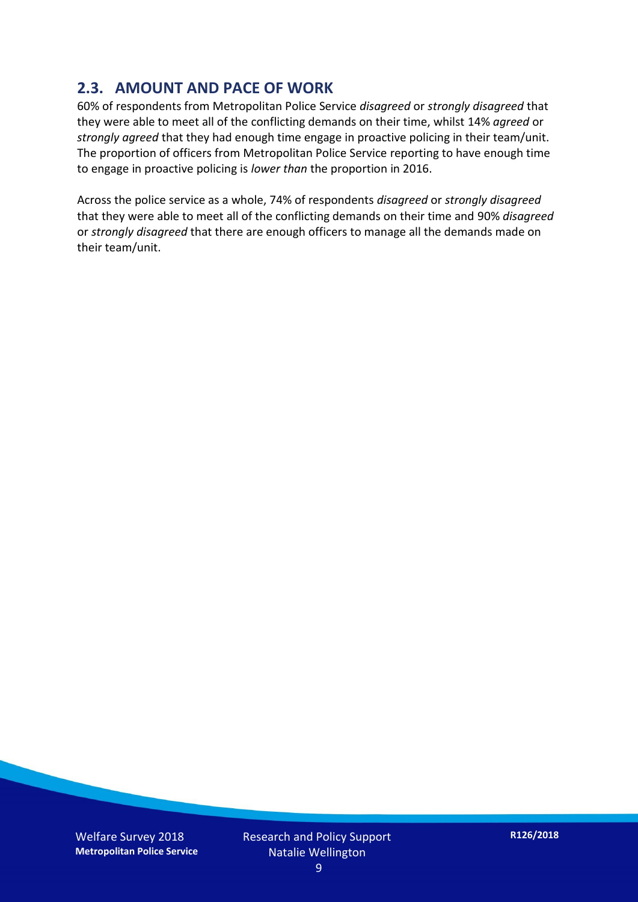## 2.3. AMOUNT AND PACE OF WORK

60% of respondents from Metropolitan Police Service *disagreed* or *strongly disagreed* that they were able to meet all of the conflicting demands on their time, whilst 14% *agreed* or *strongly agreed* that they had enough time engage in proactive policing in their team/unit. The proportion of officers from Metropolitan Police Service reporting to have enough time to engage in proactive policing is *lower than* the proportion in 2016.

Across the police service as a whole, 74% of respondents *disagreed* or *strongly disagreed* that they were able to meet all of the conflicting demands on their time and 90% *disagreed* or *strongly disagreed* that there are enough officers to manage all the demands made on their team/unit.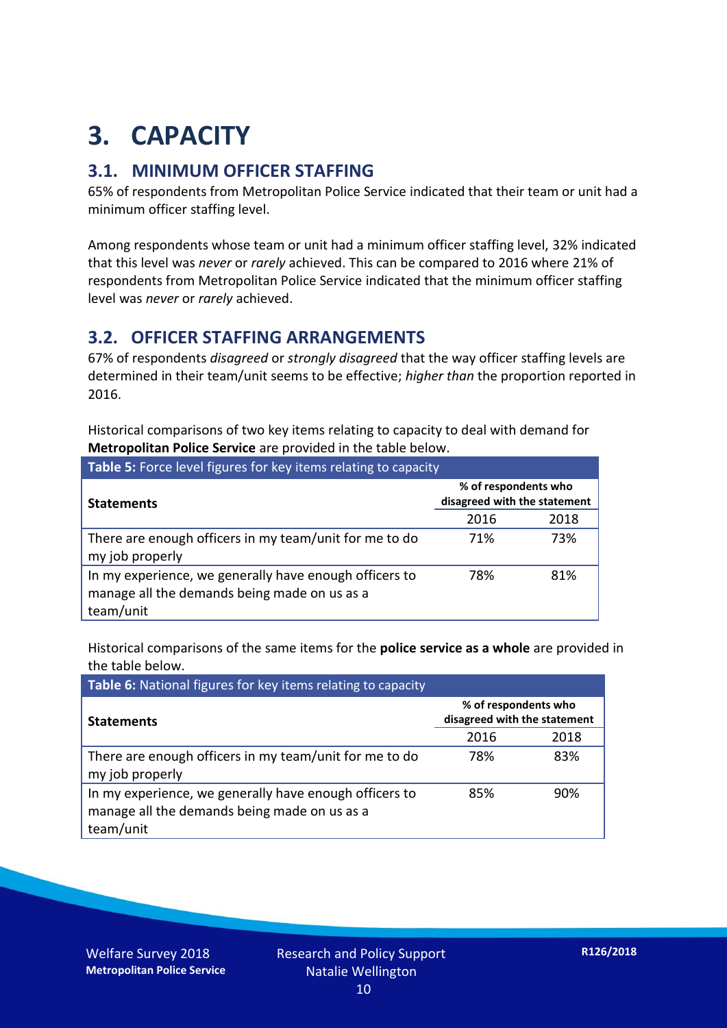# 3. CAPACITY

## 3.1. MINIMUM OFFICER STAFFING

65% of respondents from Metropolitan Police Service indicated that their team or unit had a minimum officer staffing level.

Among respondents whose team or unit had a minimum officer staffing level, 32% indicated that this level was *never* or *rarely* achieved. This can be compared to 2016 where 21% of respondents from Metropolitan Police Service indicated that the minimum officer staffing level was *never* or *rarely* achieved.

## 3.2. OFFICER STAFFING ARRANGEMENTS

67% of respondents *disagreed* or *strongly disagreed* that the way officer staffing levels are determined in their team/unit seems to be effective; *higher than* the proportion reported in 2016.

Historical comparisons of two key items relating to capacity to deal with demand for **Metropolitan Police Service** are provided in the table below.

**Table 5:** Force level figures for key items relating to capacity

| Statements | % of respondents who disagreed with the statement | |
|---|---|---|
| | 2016 | 2018 |
| There are enough officers in my team/unit for me to do my job properly | 71% | 73% |
| In my experience, we generally have enough officers to manage all the demands being made on us as a team/unit | 78% | 81% |

Historical comparisons of the same items for the **police service as a whole** are provided in the table below.

**Table 6:** National figures for key items relating to capacity

| Statements | % of respondents who disagreed with the statement | |
|---|---|---|
| | 2016 | 2018 |
| There are enough officers in my team/unit for me to do my job properly | 78% | 83% |
| In my experience, we generally have enough officers to manage all the demands being made on us as a team/unit | 85% | 90% |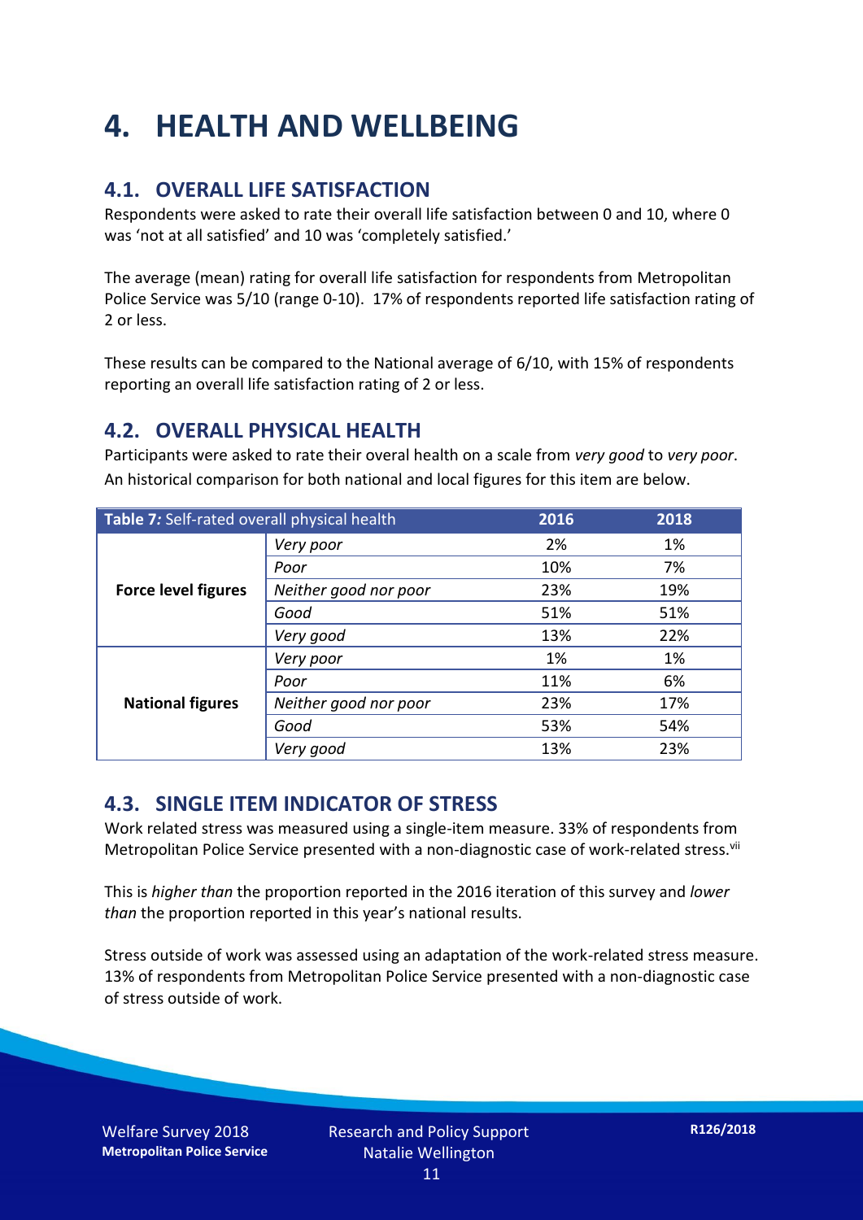# 4. HEALTH AND WELLBEING

## 4.1. OVERALL LIFE SATISFACTION

Respondents were asked to rate their overall life satisfaction between 0 and 10, where 0 was 'not at all satisfied' and 10 was 'completely satisfied.'

The average (mean) rating for overall life satisfaction for respondents from Metropolitan Police Service was 5/10 (range 0-10). 17% of respondents reported life satisfaction rating of 2 or less.

These results can be compared to the National average of 6/10, with 15% of respondents reporting an overall life satisfaction rating of 2 or less.

## 4.2. OVERALL PHYSICAL HEALTH

Participants were asked to rate their overal health on a scale from *very good* to *very poor*. An historical comparison for both national and local figures for this item are below.

| Table 7: Self-rated overall physical health | | 2016 | 2018 |
|---|---|---|---|
| **Force level figures** | *Very poor* | 2% | 1% |
| | *Poor* | 10% | 7% |
| | *Neither good nor poor* | 23% | 19% |
| | *Good* | 51% | 51% |
| | *Very good* | 13% | 22% |
| **National figures** | *Very poor* | 1% | 1% |
| | *Poor* | 11% | 6% |
| | *Neither good nor poor* | 23% | 17% |
| | *Good* | 53% | 54% |
| | *Very good* | 13% | 23% |

## 4.3. SINGLE ITEM INDICATOR OF STRESS

Work related stress was measured using a single-item measure. 33% of respondents from Metropolitan Police Service presented with a non-diagnostic case of work-related stress.[vii]

This is *higher than* the proportion reported in the 2016 iteration of this survey and *lower than* the proportion reported in this year's national results.

Stress outside of work was assessed using an adaptation of the work-related stress measure. 13% of respondents from Metropolitan Police Service presented with a non-diagnostic case of stress outside of work.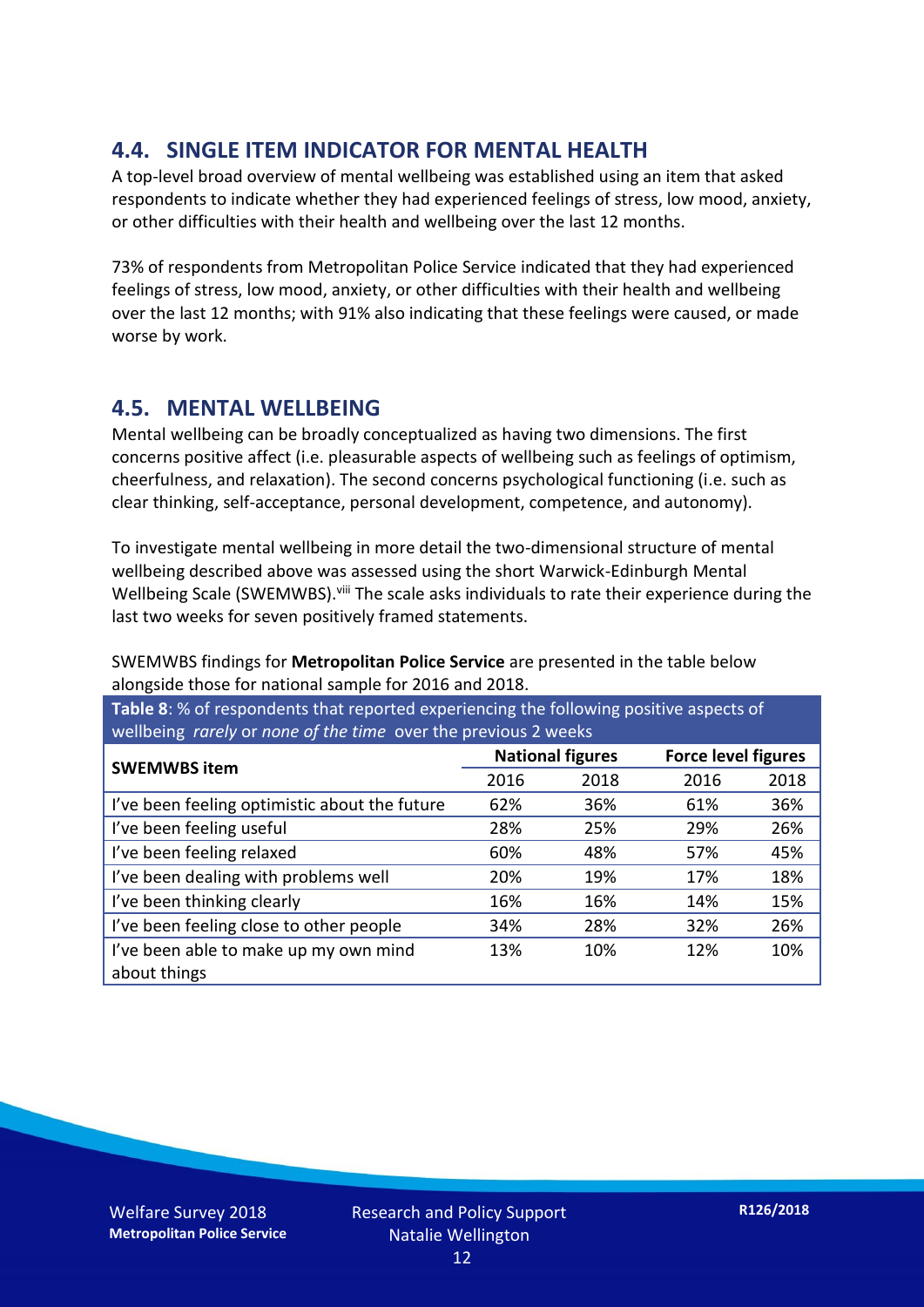## 4.4. SINGLE ITEM INDICATOR FOR MENTAL HEALTH

A top-level broad overview of mental wellbeing was established using an item that asked respondents to indicate whether they had experienced feelings of stress, low mood, anxiety, or other difficulties with their health and wellbeing over the last 12 months.

73% of respondents from Metropolitan Police Service indicated that they had experienced feelings of stress, low mood, anxiety, or other difficulties with their health and wellbeing over the last 12 months; with 91% also indicating that these feelings were caused, or made worse by work.

## 4.5. MENTAL WELLBEING

Mental wellbeing can be broadly conceptualized as having two dimensions. The first concerns positive affect (i.e. pleasurable aspects of wellbeing such as feelings of optimism, cheerfulness, and relaxation). The second concerns psychological functioning (i.e. such as clear thinking, self-acceptance, personal development, competence, and autonomy).

To investigate mental wellbeing in more detail the two-dimensional structure of mental wellbeing described above was assessed using the short Warwick-Edinburgh Mental Wellbeing Scale (SWEMWBS).[viii] The scale asks individuals to rate their experience during the last two weeks for seven positively framed statements.

SWEMWBS findings for **Metropolitan Police Service** are presented in the table below alongside those for national sample for 2016 and 2018.

**Table 8**: % of respondents that reported experiencing the following positive aspects of wellbeing *rarely* or *none of the time* over the previous 2 weeks

| SWEMWBS item | National figures | | Force level figures | |
|---|---|---|---|---|
| | 2016 | 2018 | 2016 | 2018 |
| I've been feeling optimistic about the future | 62% | 36% | 61% | 36% |
| I've been feeling useful | 28% | 25% | 29% | 26% |
| I've been feeling relaxed | 60% | 48% | 57% | 45% |
| I've been dealing with problems well | 20% | 19% | 17% | 18% |
| I've been thinking clearly | 16% | 16% | 14% | 15% |
| I've been feeling close to other people | 34% | 28% | 32% | 26% |
| I've been able to make up my own mind about things | 13% | 10% | 12% | 10% |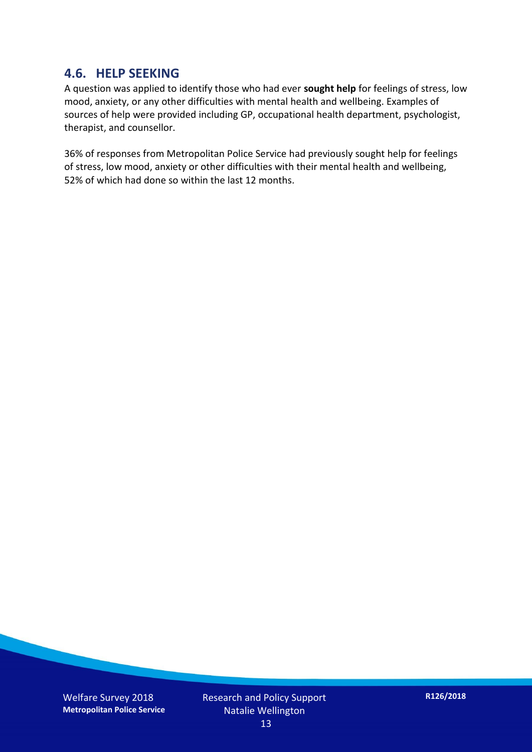## 4.6. HELP SEEKING

A question was applied to identify those who had ever **sought help** for feelings of stress, low mood, anxiety, or any other difficulties with mental health and wellbeing. Examples of sources of help were provided including GP, occupational health department, psychologist, therapist, and counsellor.

36% of responses from Metropolitan Police Service had previously sought help for feelings of stress, low mood, anxiety or other difficulties with their mental health and wellbeing, 52% of which had done so within the last 12 months.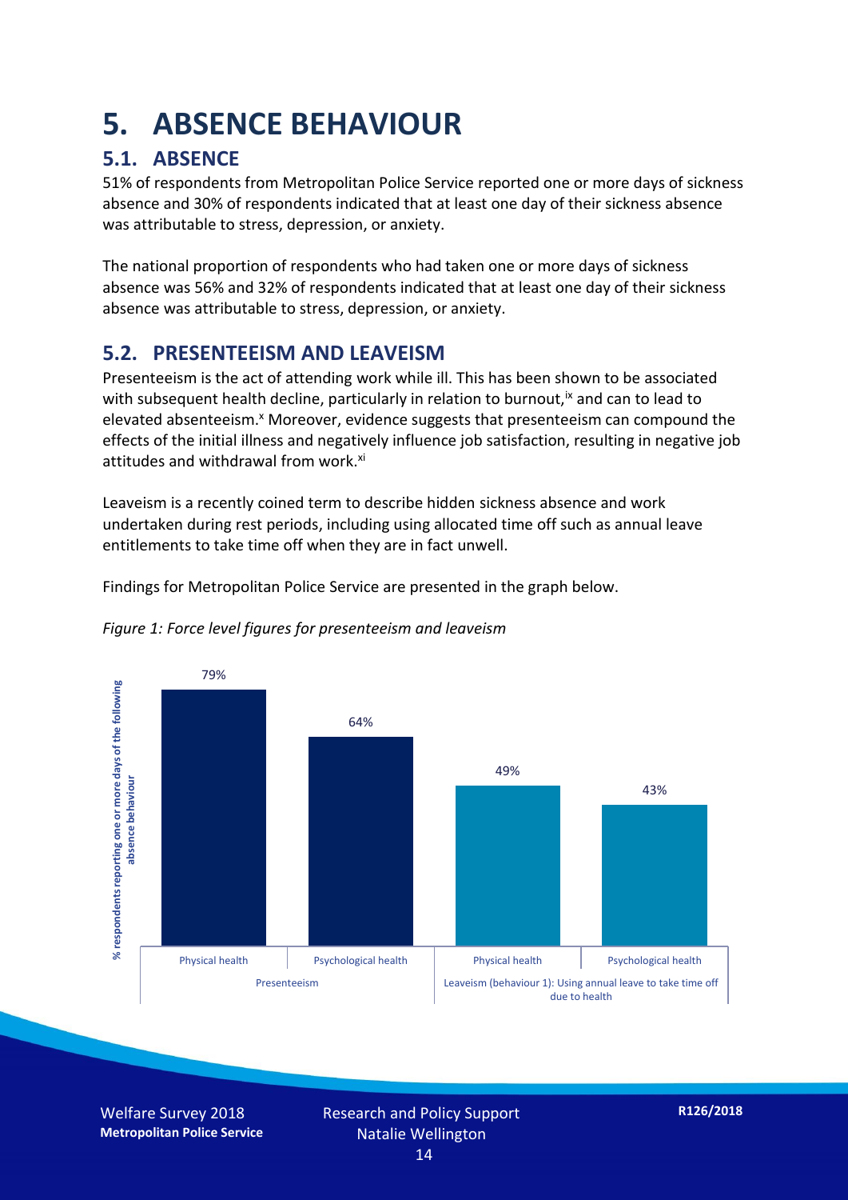# 5. ABSENCE BEHAVIOUR

## 5.1. ABSENCE

51% of respondents from Metropolitan Police Service reported one or more days of sickness absence and 30% of respondents indicated that at least one day of their sickness absence was attributable to stress, depression, or anxiety.

The national proportion of respondents who had taken one or more days of sickness absence was 56% and 32% of respondents indicated that at least one day of their sickness absence was attributable to stress, depression, or anxiety.

## 5.2. PRESENTEEISM AND LEAVEISM

Presenteeism is the act of attending work while ill. This has been shown to be associated with subsequent health decline, particularly in relation to burnout,[ix] and can to lead to elevated absenteeism.[x] Moreover, evidence suggests that presenteeism can compound the effects of the initial illness and negatively influence job satisfaction, resulting in negative job attitudes and withdrawal from work.[xi]

Leaveism is a recently coined term to describe hidden sickness absence and work undertaken during rest periods, including using allocated time off such as annual leave entitlements to take time off when they are in fact unwell.

Findings for Metropolitan Police Service are presented in the graph below.

*Figure 1: Force level figures for presenteeism and leaveism*

| | Physical health | Psychological health |
|---|---|---|
| Presenteeism | 79% | 64% |
| Leaveism (behaviour 1): Using annual leave to take time off due to health | 49% | 43% |

% respondents reporting one or more days of the following absence behaviour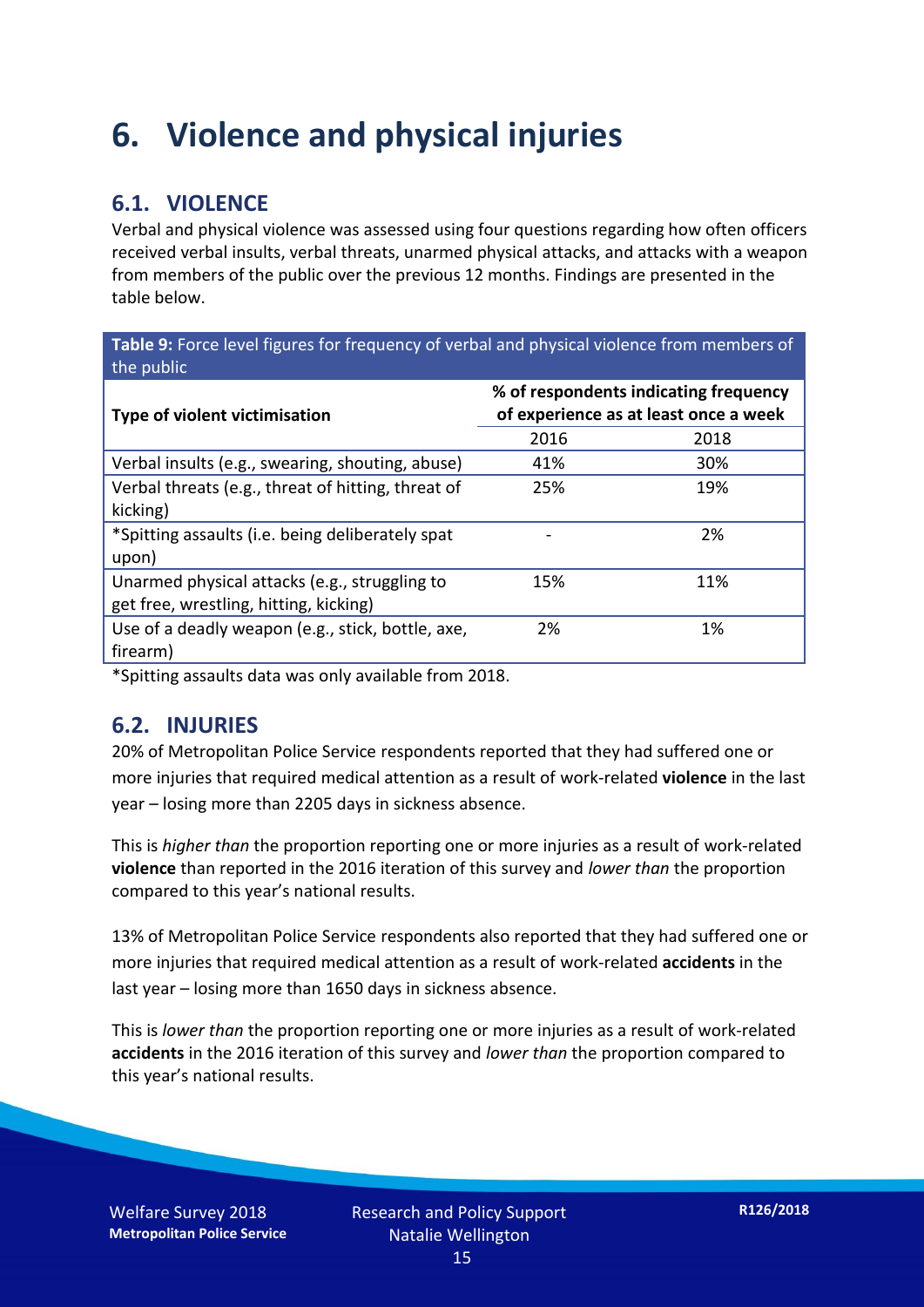# 6. Violence and physical injuries

## 6.1. VIOLENCE

Verbal and physical violence was assessed using four questions regarding how often officers received verbal insults, verbal threats, unarmed physical attacks, and attacks with a weapon from members of the public over the previous 12 months. Findings are presented in the table below.

**Table 9:** Force level figures for frequency of verbal and physical violence from members of the public

| Type of violent victimisation | % of respondents indicating frequency of experience as at least once a week | |
|---|---|---|
| | 2016 | 2018 |
| Verbal insults (e.g., swearing, shouting, abuse) | 41% | 30% |
| Verbal threats (e.g., threat of hitting, threat of kicking) | 25% | 19% |
| *Spitting assaults (i.e. being deliberately spat upon) | - | 2% |
| Unarmed physical attacks (e.g., struggling to get free, wrestling, hitting, kicking) | 15% | 11% |
| Use of a deadly weapon (e.g., stick, bottle, axe, firearm) | 2% | 1% |

*Spitting assaults data was only available from 2018.

## 6.2. INJURIES

20% of Metropolitan Police Service respondents reported that they had suffered one or more injuries that required medical attention as a result of work-related **violence** in the last year – losing more than 2205 days in sickness absence.

This is *higher than* the proportion reporting one or more injuries as a result of work-related **violence** than reported in the 2016 iteration of this survey and *lower than* the proportion compared to this year's national results.

13% of Metropolitan Police Service respondents also reported that they had suffered one or more injuries that required medical attention as a result of work-related **accidents** in the last year – losing more than 1650 days in sickness absence.

This is *lower than* the proportion reporting one or more injuries as a result of work-related **accidents** in the 2016 iteration of this survey and *lower than* the proportion compared to this year's national results.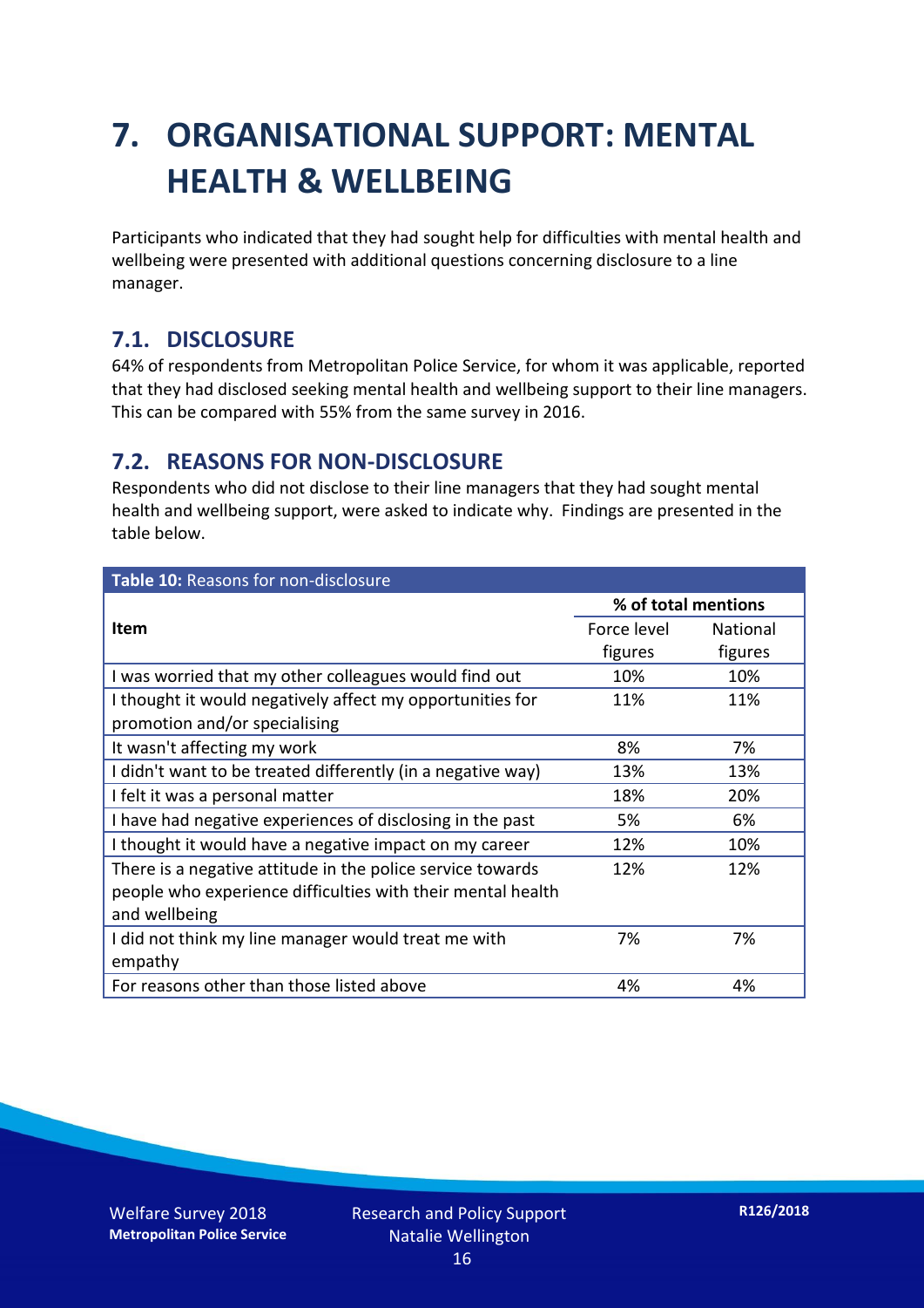# 7. ORGANISATIONAL SUPPORT: MENTAL HEALTH & WELLBEING

Participants who indicated that they had sought help for difficulties with mental health and wellbeing were presented with additional questions concerning disclosure to a line manager.

## 7.1. DISCLOSURE

64% of respondents from Metropolitan Police Service, for whom it was applicable, reported that they had disclosed seeking mental health and wellbeing support to their line managers. This can be compared with 55% from the same survey in 2016.

## 7.2. REASONS FOR NON-DISCLOSURE

Respondents who did not disclose to their line managers that they had sought mental health and wellbeing support, were asked to indicate why. Findings are presented in the table below.

**Table 10:** Reasons for non-disclosure

| Item | % of total mentions | |
|---|---|---|
| | Force level figures | National figures |
| I was worried that my other colleagues would find out | 10% | 10% |
| I thought it would negatively affect my opportunities for promotion and/or specialising | 11% | 11% |
| It wasn't affecting my work | 8% | 7% |
| I didn't want to be treated differently (in a negative way) | 13% | 13% |
| I felt it was a personal matter | 18% | 20% |
| I have had negative experiences of disclosing in the past | 5% | 6% |
| I thought it would have a negative impact on my career | 12% | 10% |
| There is a negative attitude in the police service towards people who experience difficulties with their mental health and wellbeing | 12% | 12% |
| I did not think my line manager would treat me with empathy | 7% | 7% |
| For reasons other than those listed above | 4% | 4% |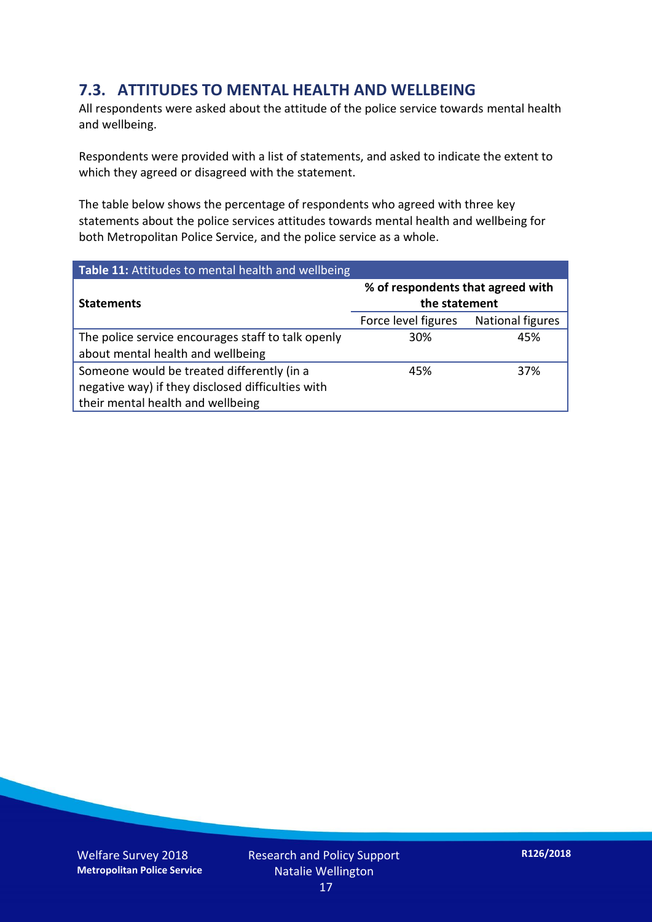## 7.3. ATTITUDES TO MENTAL HEALTH AND WELLBEING

All respondents were asked about the attitude of the police service towards mental health and wellbeing.

Respondents were provided with a list of statements, and asked to indicate the extent to which they agreed or disagreed with the statement.

The table below shows the percentage of respondents who agreed with three key statements about the police services attitudes towards mental health and wellbeing for both Metropolitan Police Service, and the police service as a whole.

**Table 11:** Attitudes to mental health and wellbeing

| Statements | % of respondents that agreed with the statement | |
|---|---|---|
| | Force level figures | National figures |
| The police service encourages staff to talk openly about mental health and wellbeing | 30% | 45% |
| Someone would be treated differently (in a negative way) if they disclosed difficulties with their mental health and wellbeing | 45% | 37% |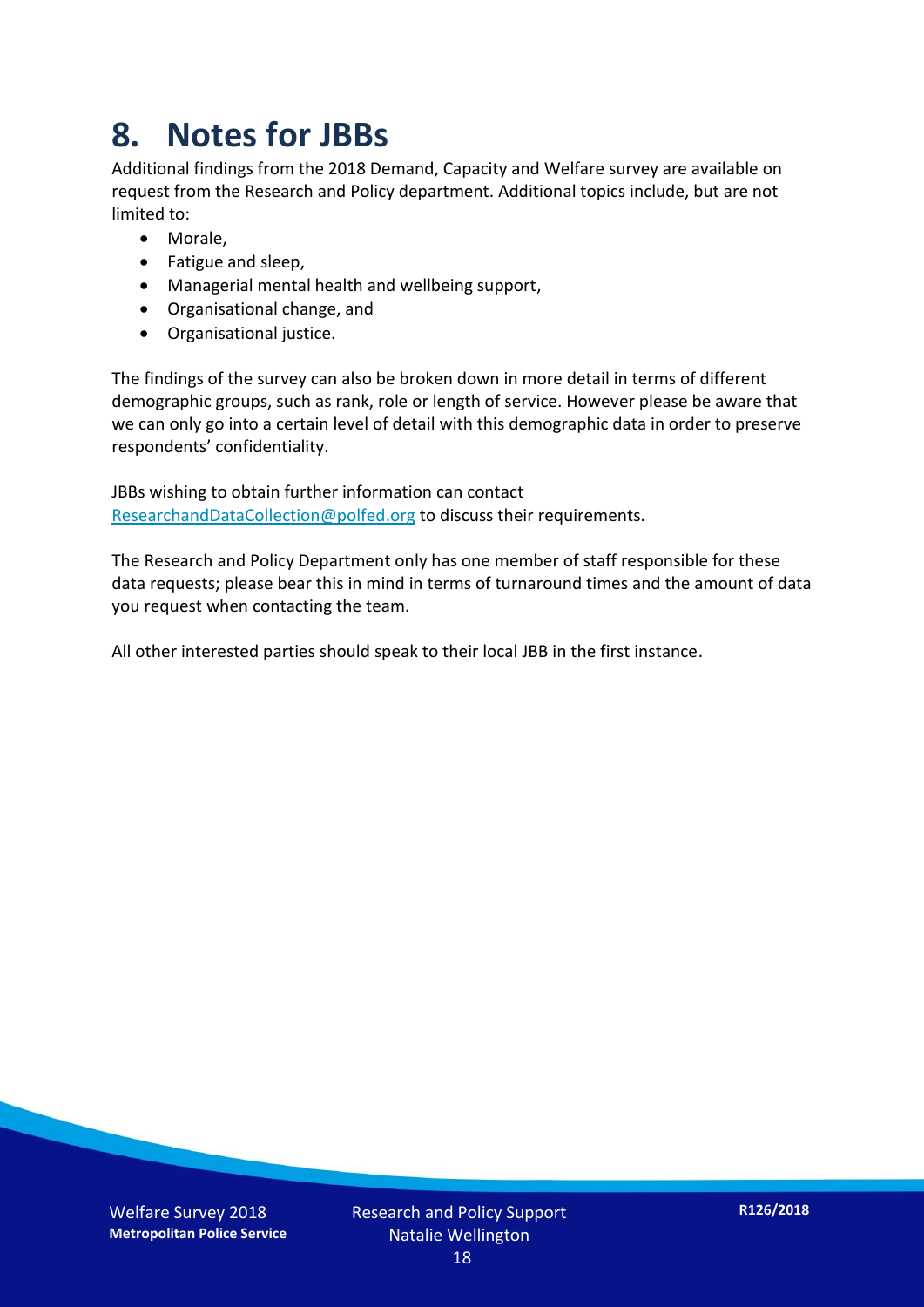# 8. Notes for JBBs

Additional findings from the 2018 Demand, Capacity and Welfare survey are available on request from the Research and Policy department. Additional topics include, but are not limited to:

- Morale,
- Fatigue and sleep,
- Managerial mental health and wellbeing support,
- Organisational change, and
- Organisational justice.

The findings of the survey can also be broken down in more detail in terms of different demographic groups, such as rank, role or length of service. However please be aware that we can only go into a certain level of detail with this demographic data in order to preserve respondents' confidentiality.

JBBs wishing to obtain further information can contact ResearchandDataCollection@polfed.org to discuss their requirements.

The Research and Policy Department only has one member of staff responsible for these data requests; please bear this in mind in terms of turnaround times and the amount of data you request when contacting the team.

All other interested parties should speak to their local JBB in the first instance.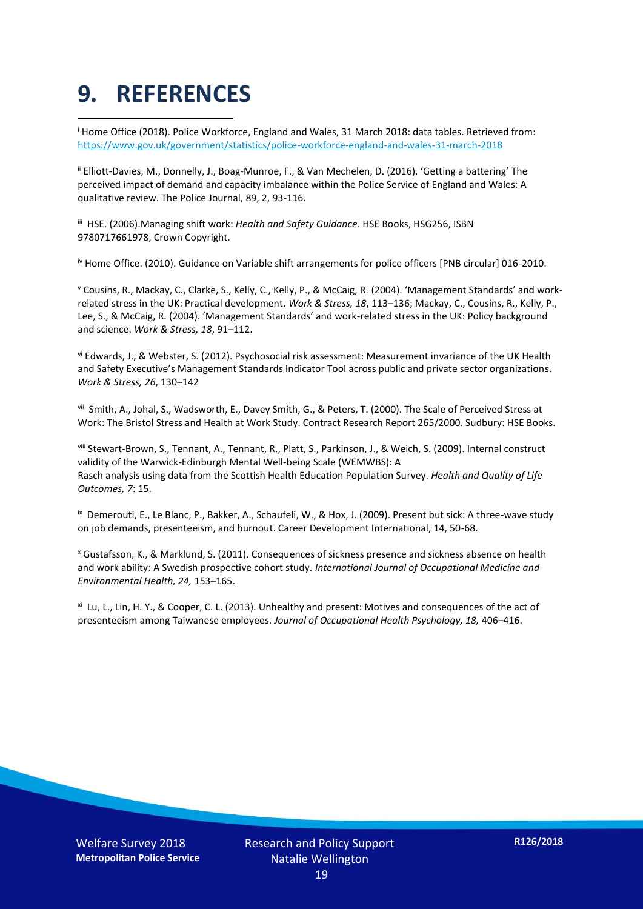# 9. REFERENCES

[i] Home Office (2018). Police Workforce, England and Wales, 31 March 2018: data tables. Retrieved from: https://www.gov.uk/government/statistics/police-workforce-england-and-wales-31-march-2018

[ii] Elliott-Davies, M., Donnelly, J., Boag-Munroe, F., & Van Mechelen, D. (2016). 'Getting a battering' The perceived impact of demand and capacity imbalance within the Police Service of England and Wales: A qualitative review. The Police Journal, 89, 2, 93-116.

[iii] HSE. (2006).Managing shift work: *Health and Safety Guidance*. HSE Books, HSG256, ISBN 9780717661978, Crown Copyright.

[iv] Home Office. (2010). Guidance on Variable shift arrangements for police officers [PNB circular] 016-2010.

[v] Cousins, R., Mackay, C., Clarke, S., Kelly, C., Kelly, P., & McCaig, R. (2004). 'Management Standards' and work-related stress in the UK: Practical development. *Work & Stress, 18*, 113–136; Mackay, C., Cousins, R., Kelly, P., Lee, S., & McCaig, R. (2004). 'Management Standards' and work-related stress in the UK: Policy background and science. *Work & Stress, 18*, 91–112.

[vi] Edwards, J., & Webster, S. (2012). Psychosocial risk assessment: Measurement invariance of the UK Health and Safety Executive's Management Standards Indicator Tool across public and private sector organizations. *Work & Stress, 26*, 130–142

[vii] Smith, A., Johal, S., Wadsworth, E., Davey Smith, G., & Peters, T. (2000). The Scale of Perceived Stress at Work: The Bristol Stress and Health at Work Study. Contract Research Report 265/2000. Sudbury: HSE Books.

[viii] Stewart-Brown, S., Tennant, A., Tennant, R., Platt, S., Parkinson, J., & Weich, S. (2009). Internal construct validity of the Warwick-Edinburgh Mental Well-being Scale (WEMWBS): A Rasch analysis using data from the Scottish Health Education Population Survey. *Health and Quality of Life Outcomes, 7*: 15.

[ix] Demerouti, E., Le Blanc, P., Bakker, A., Schaufeli, W., & Hox, J. (2009). Present but sick: A three-wave study on job demands, presenteeism, and burnout. Career Development International, 14, 50-68.

[x] Gustafsson, K., & Marklund, S. (2011). Consequences of sickness presence and sickness absence on health and work ability: A Swedish prospective cohort study. *International Journal of Occupational Medicine and Environmental Health, 24,* 153–165.

[xi] Lu, L., Lin, H. Y., & Cooper, C. L. (2013). Unhealthy and present: Motives and consequences of the act of presenteeism among Taiwanese employees. *Journal of Occupational Health Psychology, 18,* 406–416.